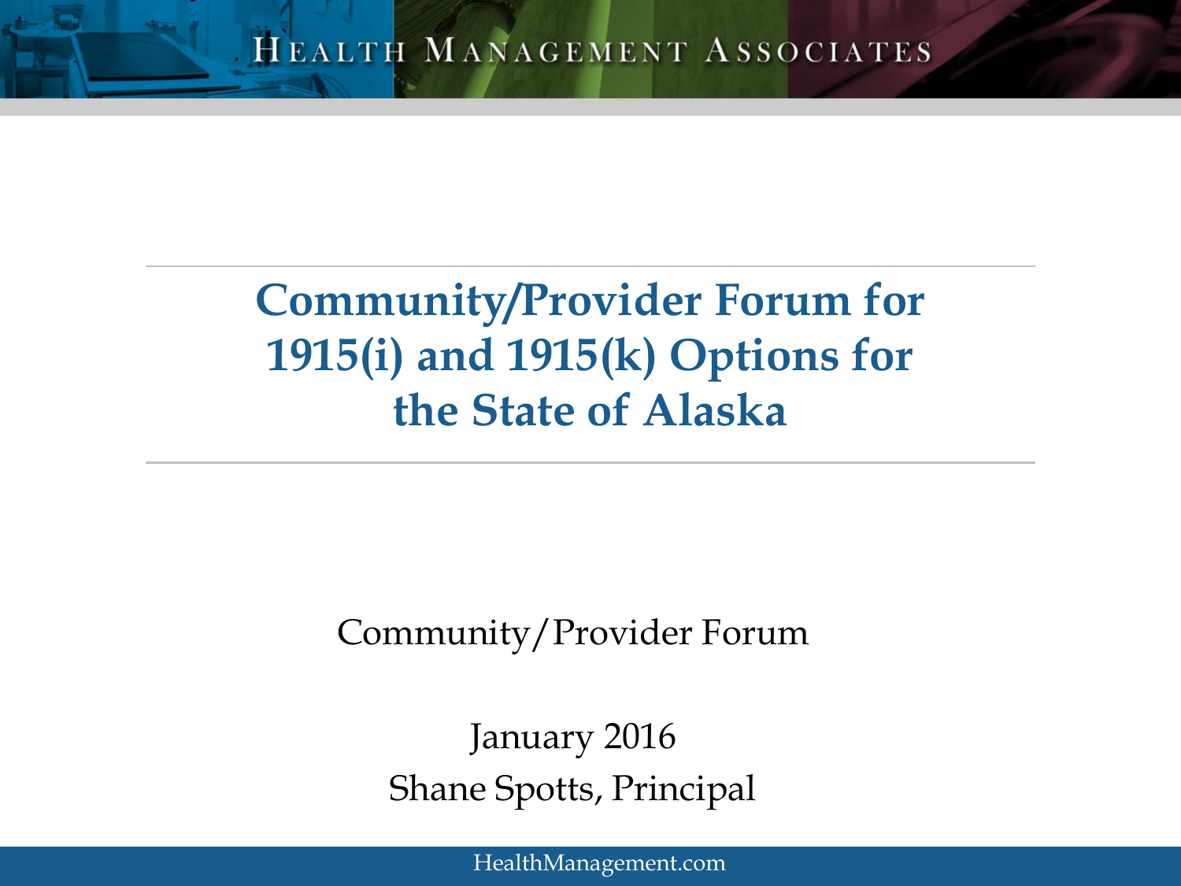HEALTH MANAGEMENT ASSOCIATES

# Community/Provider Forum for 1915(i) and 1915(k) Options for the State of Alaska

Community/Provider Forum

January 2016

Shane Spotts, Principal

HealthManagement.com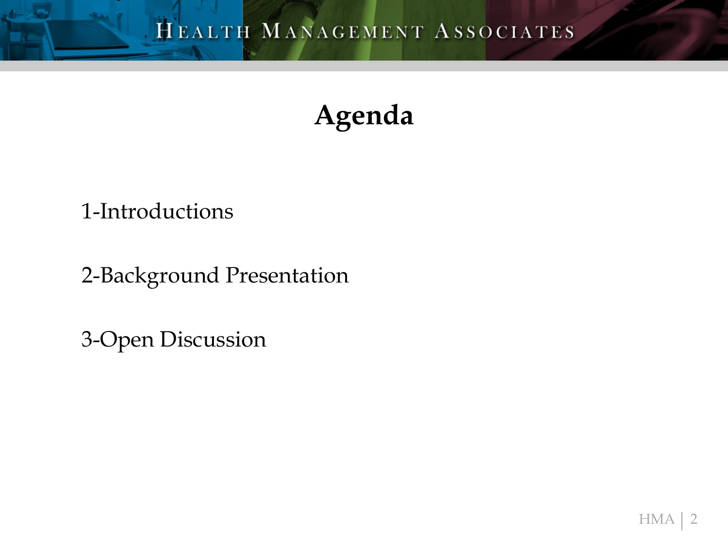# Agenda

1-Introductions

2-Background Presentation

3-Open Discussion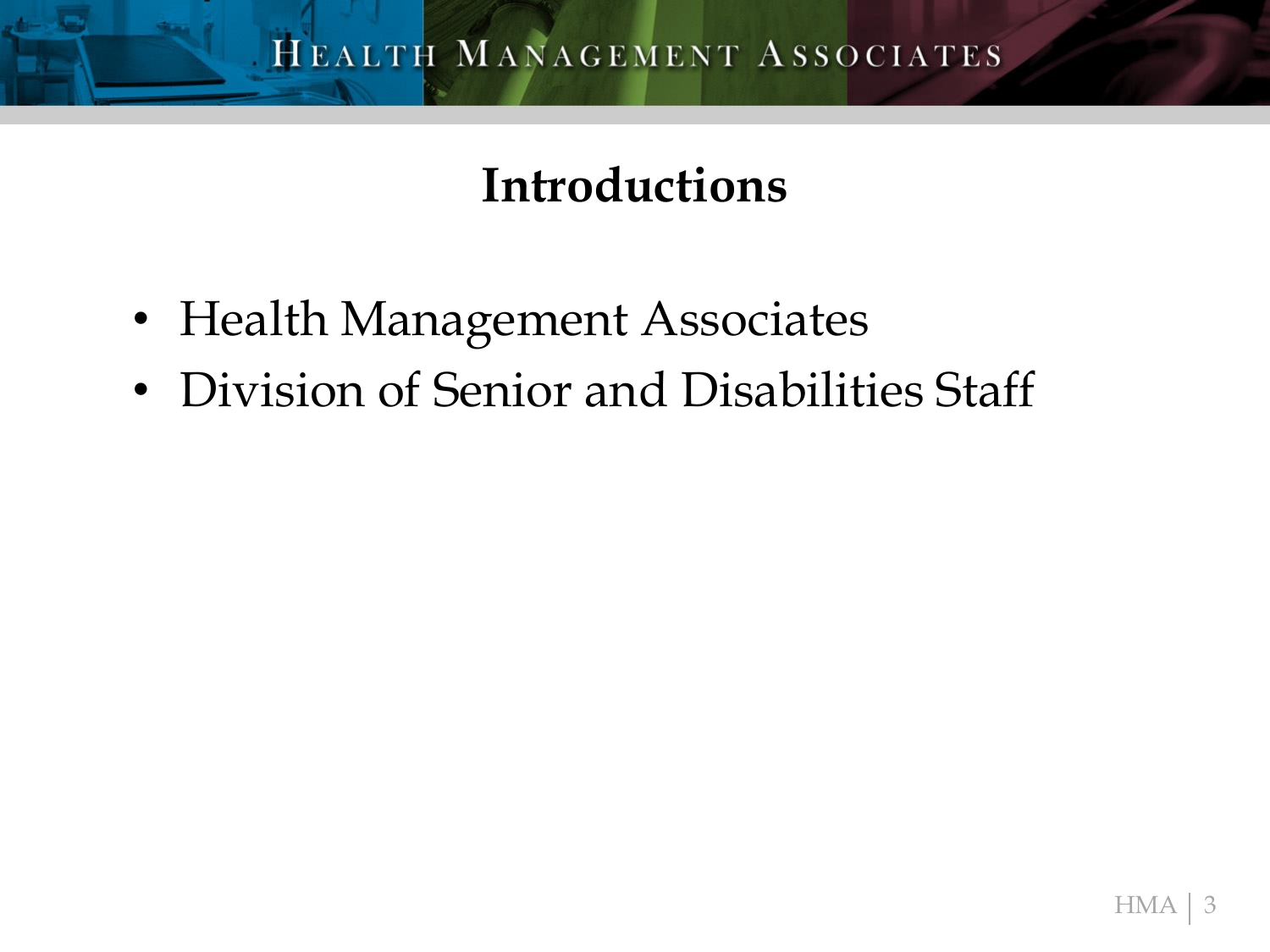# Introductions

- Health Management Associates
- Division of Senior and Disabilities Staff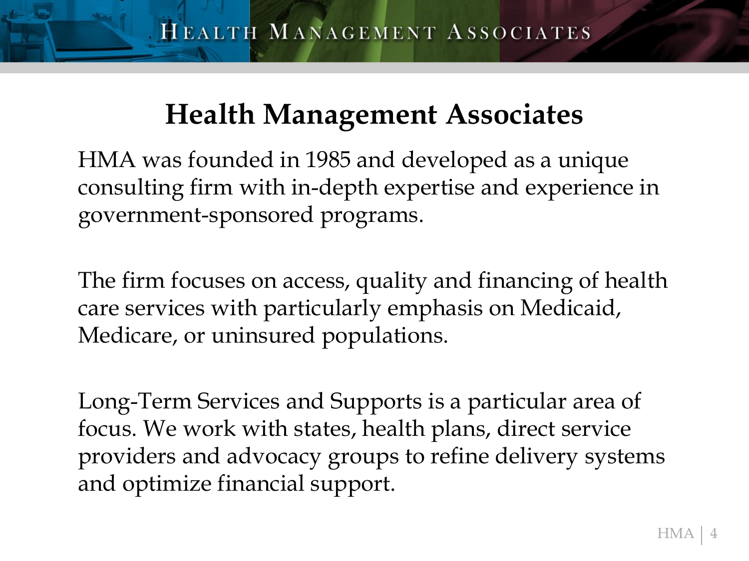# Health Management Associates

HMA was founded in 1985 and developed as a unique consulting firm with in-depth expertise and experience in government-sponsored programs.

The firm focuses on access, quality and financing of health care services with particularly emphasis on Medicaid, Medicare, or uninsured populations.

Long-Term Services and Supports is a particular area of focus. We work with states, health plans, direct service providers and advocacy groups to refine delivery systems and optimize financial support.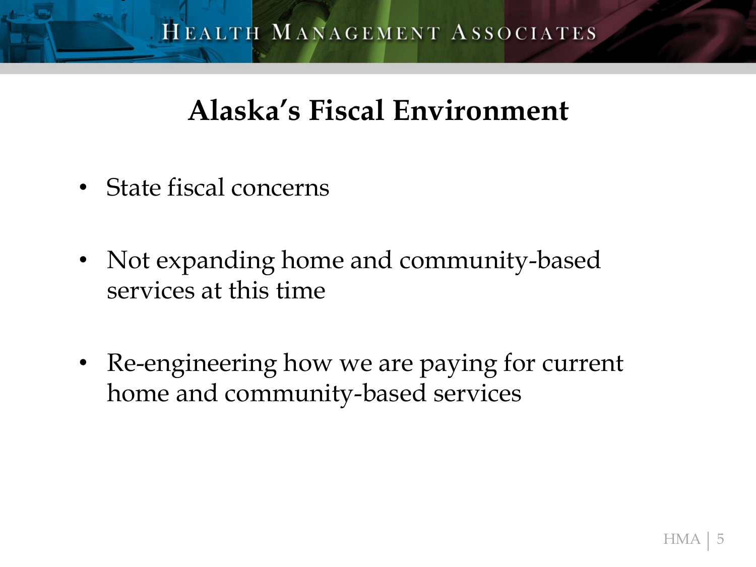# Alaska's Fiscal Environment

- State fiscal concerns
- Not expanding home and community-based services at this time
- Re-engineering how we are paying for current home and community-based services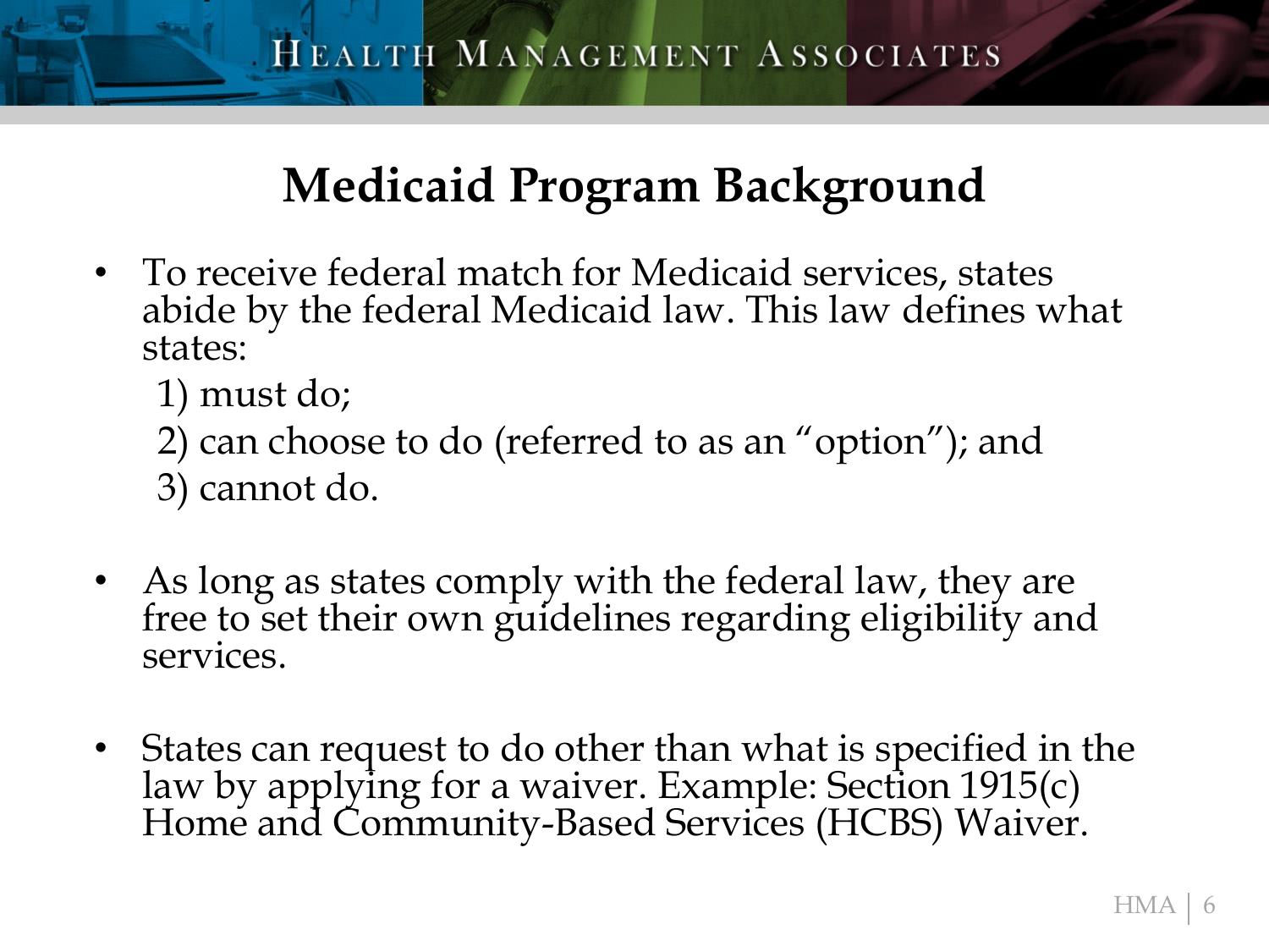# Medicaid Program Background

- To receive federal match for Medicaid services, states abide by the federal Medicaid law. This law defines what states:
  1) must do;
  2) can choose to do (referred to as an "option"); and
  3) cannot do.

- As long as states comply with the federal law, they are free to set their own guidelines regarding eligibility and services.

- States can request to do other than what is specified in the law by applying for a waiver. Example: Section 1915(c) Home and Community-Based Services (HCBS) Waiver.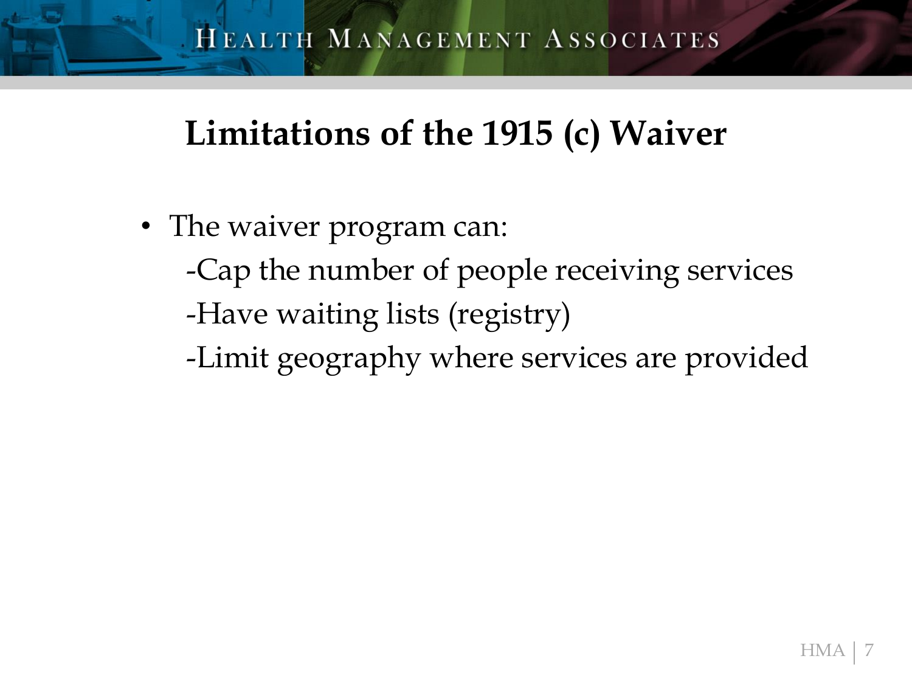# Limitations of the 1915 (c) Waiver

- The waiver program can:
  - -Cap the number of people receiving services
  - -Have waiting lists (registry)
  - -Limit geography where services are provided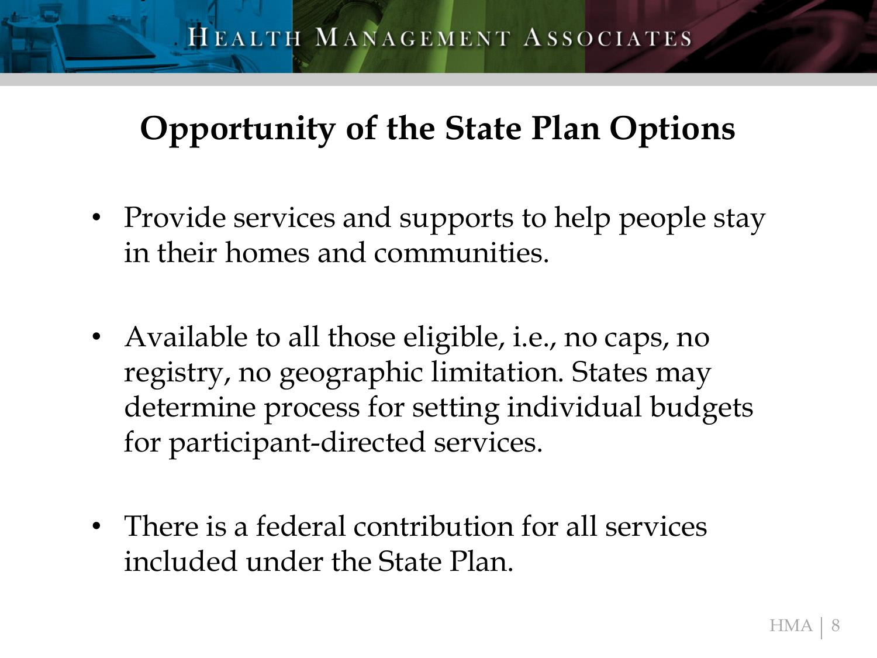# Opportunity of the State Plan Options

- Provide services and supports to help people stay in their homes and communities.
- Available to all those eligible, i.e., no caps, no registry, no geographic limitation. States may determine process for setting individual budgets for participant-directed services.
- There is a federal contribution for all services included under the State Plan.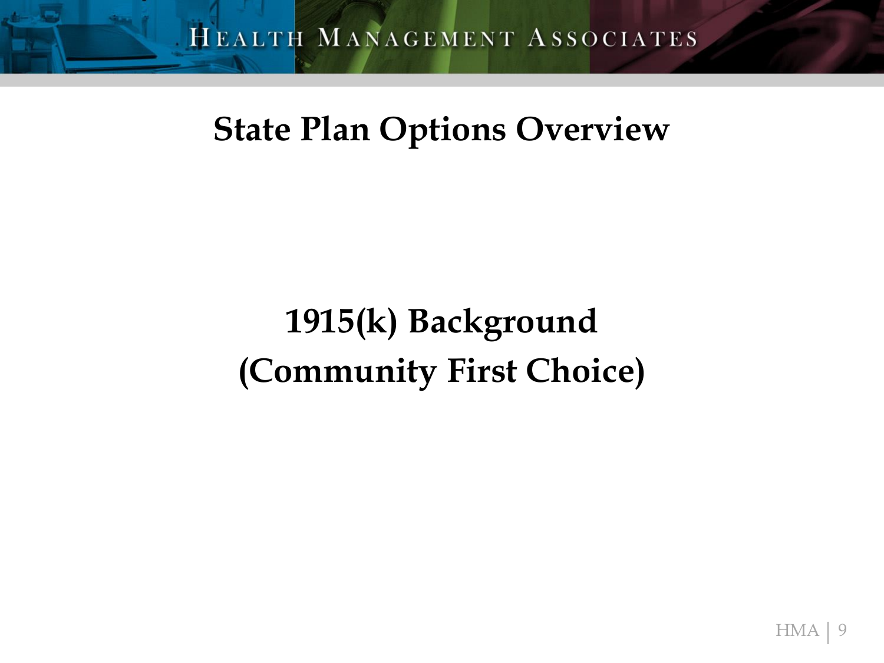## State Plan Options Overview

# 1915(k) Background
# (Community First Choice)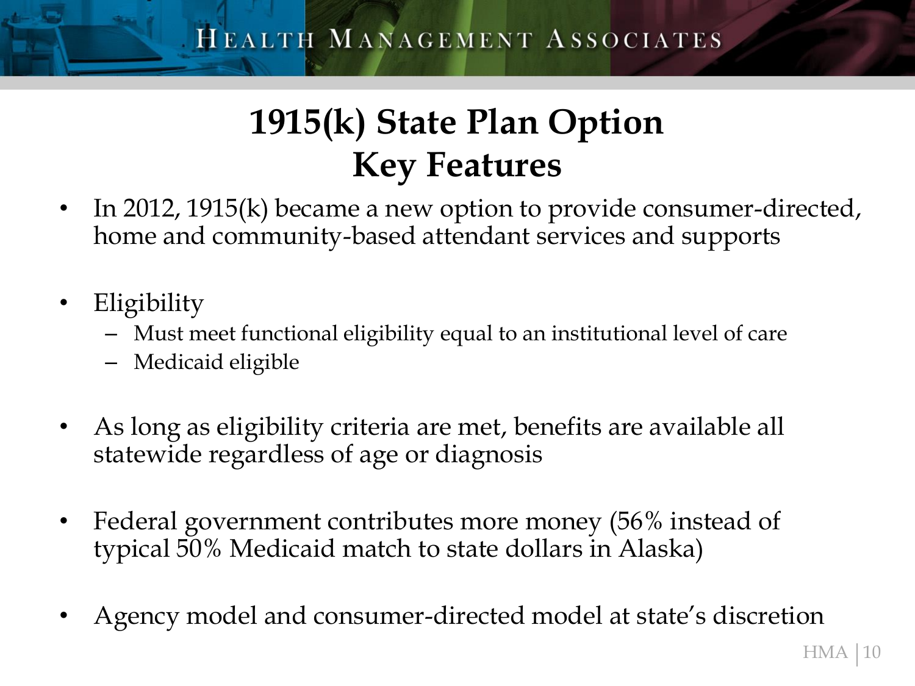# 1915(k) State Plan Option Key Features

- In 2012, 1915(k) became a new option to provide consumer-directed, home and community-based attendant services and supports
- Eligibility
  - Must meet functional eligibility equal to an institutional level of care
  - Medicaid eligible
- As long as eligibility criteria are met, benefits are available all statewide regardless of age or diagnosis
- Federal government contributes more money (56% instead of typical 50% Medicaid match to state dollars in Alaska)
- Agency model and consumer-directed model at state's discretion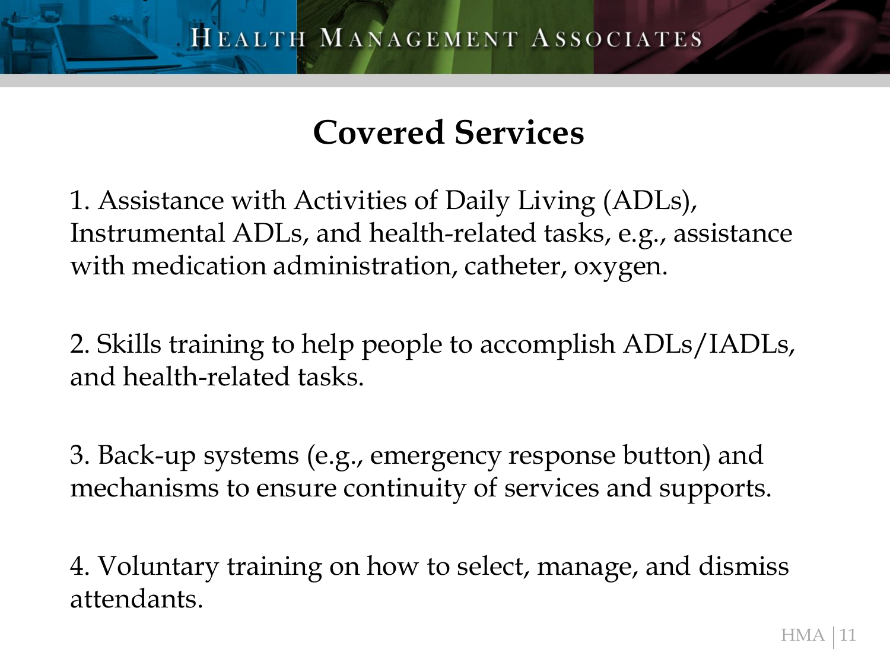# Covered Services

1. Assistance with Activities of Daily Living (ADLs), Instrumental ADLs, and health-related tasks, e.g., assistance with medication administration, catheter, oxygen.

2. Skills training to help people to accomplish ADLs/IADLs, and health-related tasks.

3. Back-up systems (e.g., emergency response button) and mechanisms to ensure continuity of services and supports.

4. Voluntary training on how to select, manage, and dismiss attendants.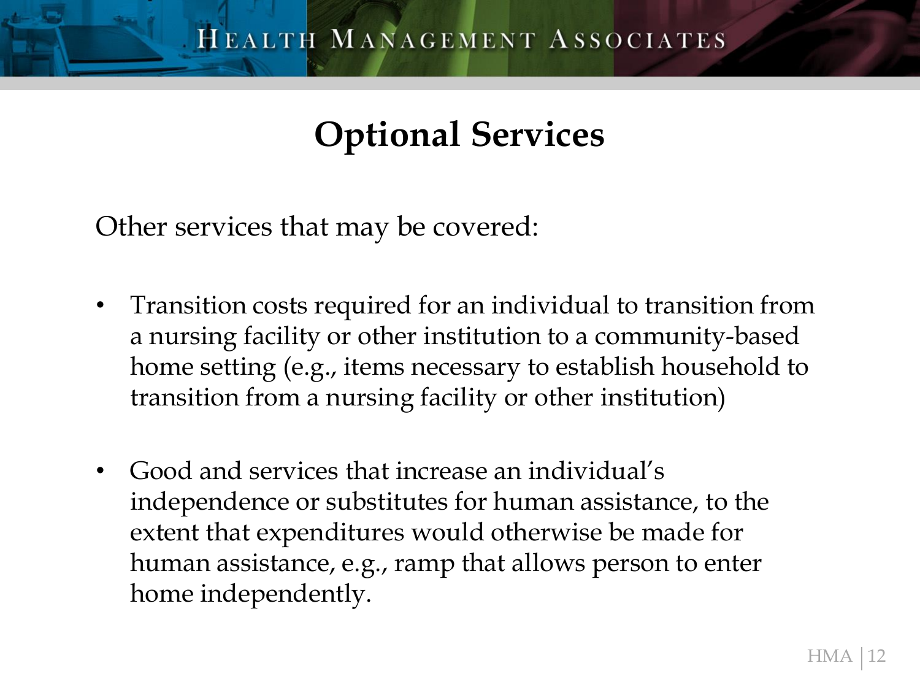# Optional Services

Other services that may be covered:

- Transition costs required for an individual to transition from a nursing facility or other institution to a community-based home setting (e.g., items necessary to establish household to transition from a nursing facility or other institution)

- Good and services that increase an individual's independence or substitutes for human assistance, to the extent that expenditures would otherwise be made for human assistance, e.g., ramp that allows person to enter home independently.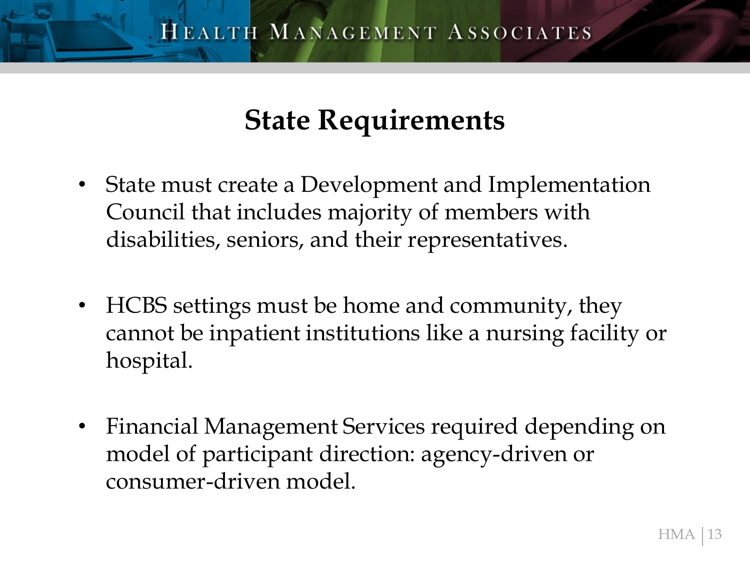# State Requirements

- State must create a Development and Implementation Council that includes majority of members with disabilities, seniors, and their representatives.
- HCBS settings must be home and community, they cannot be inpatient institutions like a nursing facility or hospital.
- Financial Management Services required depending on model of participant direction: agency-driven or consumer-driven model.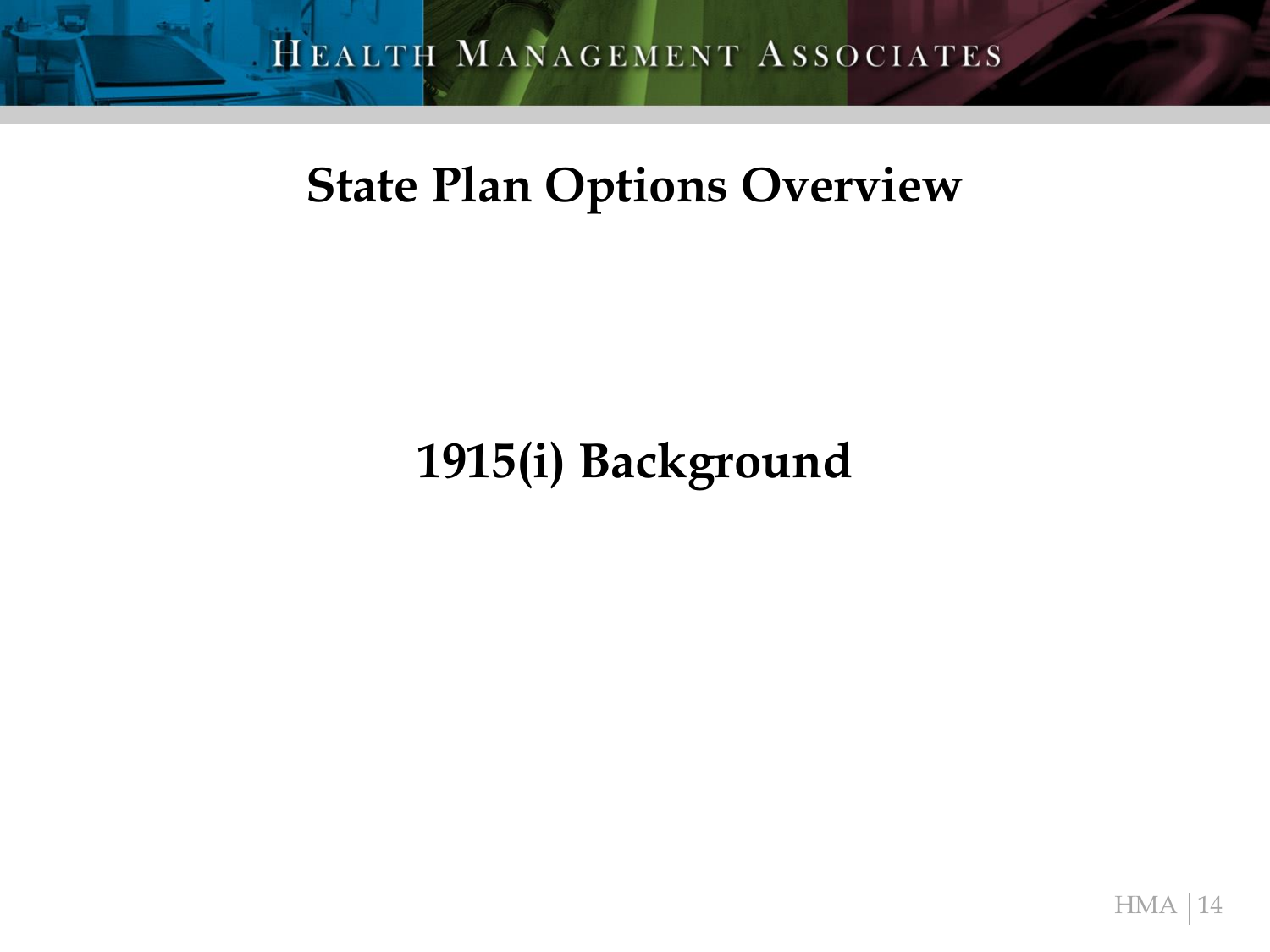# State Plan Options Overview

## 1915(i) Background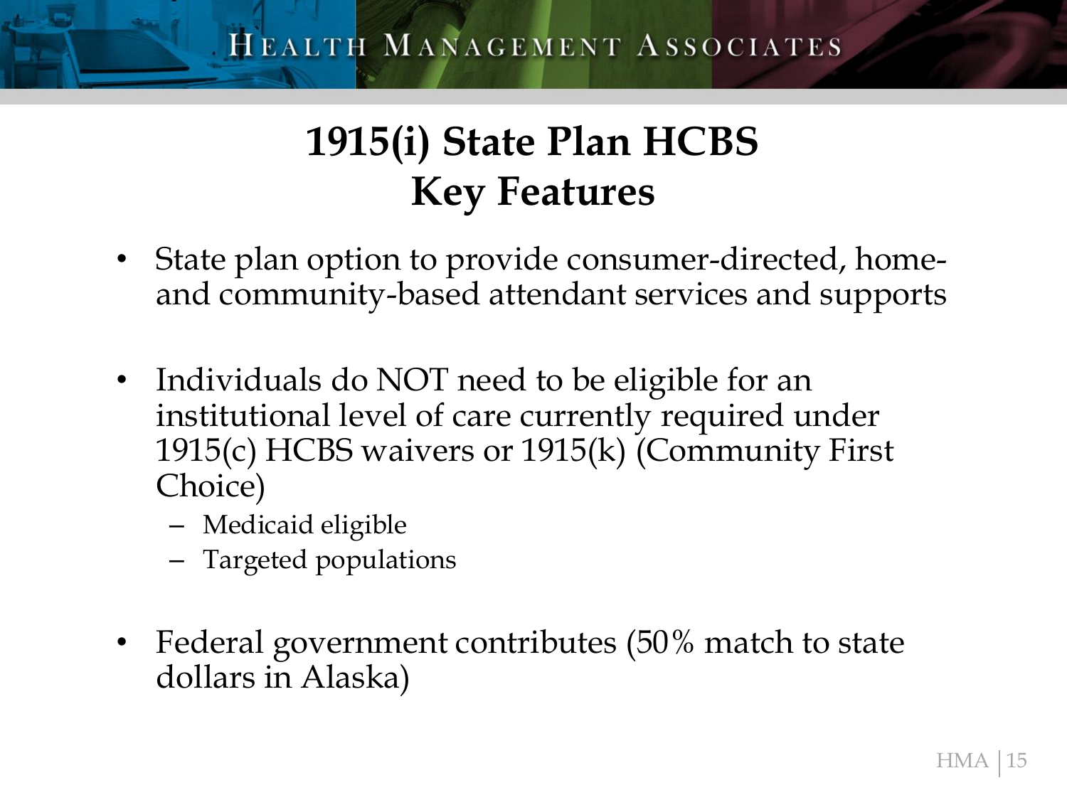# 1915(i) State Plan HCBS Key Features

- State plan option to provide consumer-directed, home- and community-based attendant services and supports
- Individuals do NOT need to be eligible for an institutional level of care currently required under 1915(c) HCBS waivers or 1915(k) (Community First Choice)
  - Medicaid eligible
  - Targeted populations
- Federal government contributes (50% match to state dollars in Alaska)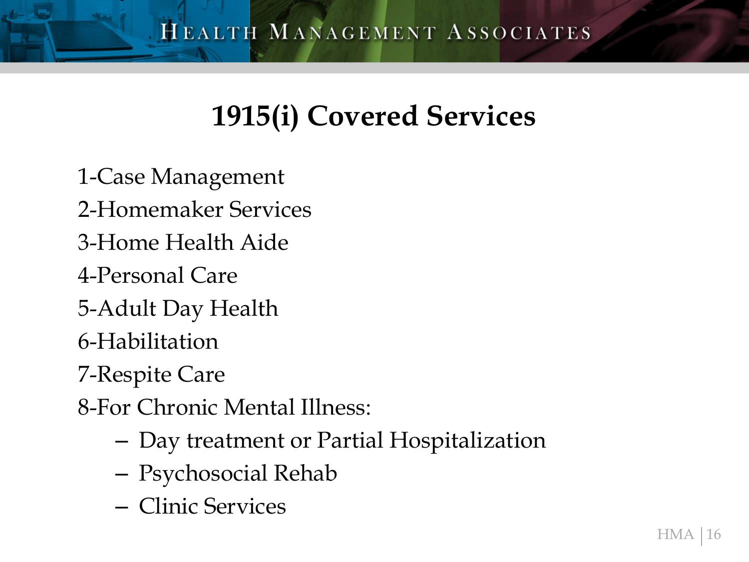# 1915(i) Covered Services

1-Case Management

2-Homemaker Services

3-Home Health Aide

4-Personal Care

5-Adult Day Health

6-Habilitation

7-Respite Care

8-For Chronic Mental Illness:

- Day treatment or Partial Hospitalization
- Psychosocial Rehab
- Clinic Services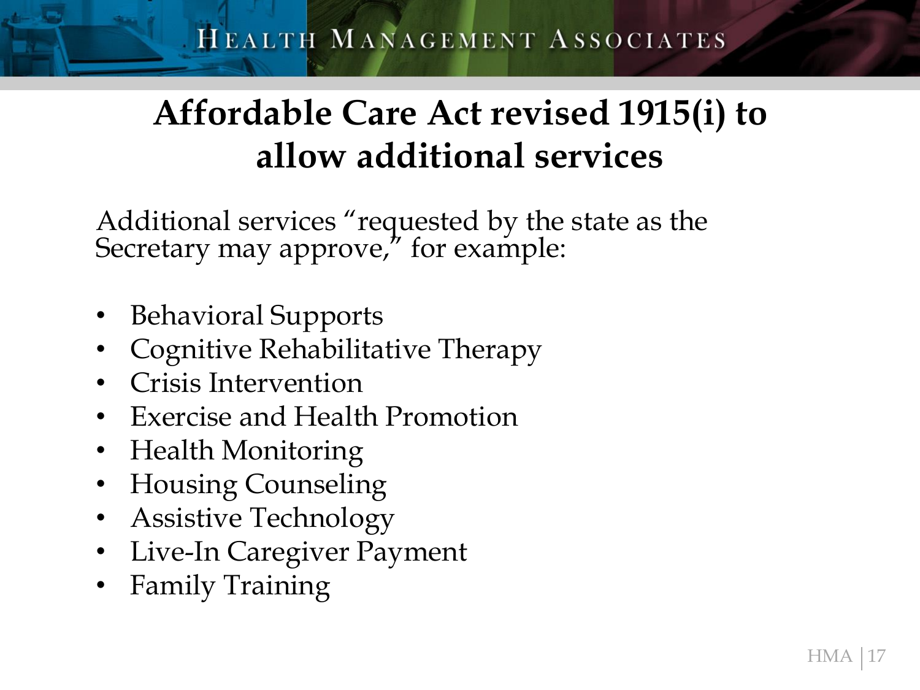# Affordable Care Act revised 1915(i) to allow additional services

Additional services "requested by the state as the Secretary may approve," for example:

- Behavioral Supports
- Cognitive Rehabilitative Therapy
- Crisis Intervention
- Exercise and Health Promotion
- Health Monitoring
- Housing Counseling
- Assistive Technology
- Live-In Caregiver Payment
- Family Training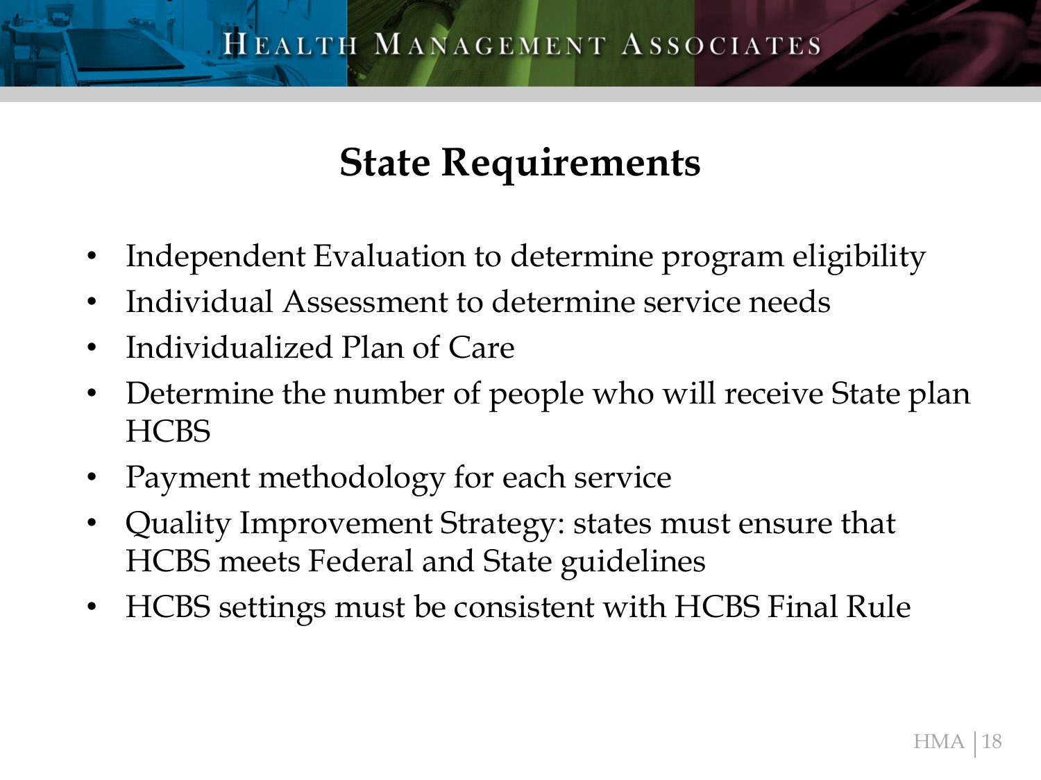# State Requirements

- Independent Evaluation to determine program eligibility
- Individual Assessment to determine service needs
- Individualized Plan of Care
- Determine the number of people who will receive State plan HCBS
- Payment methodology for each service
- Quality Improvement Strategy: states must ensure that HCBS meets Federal and State guidelines
- HCBS settings must be consistent with HCBS Final Rule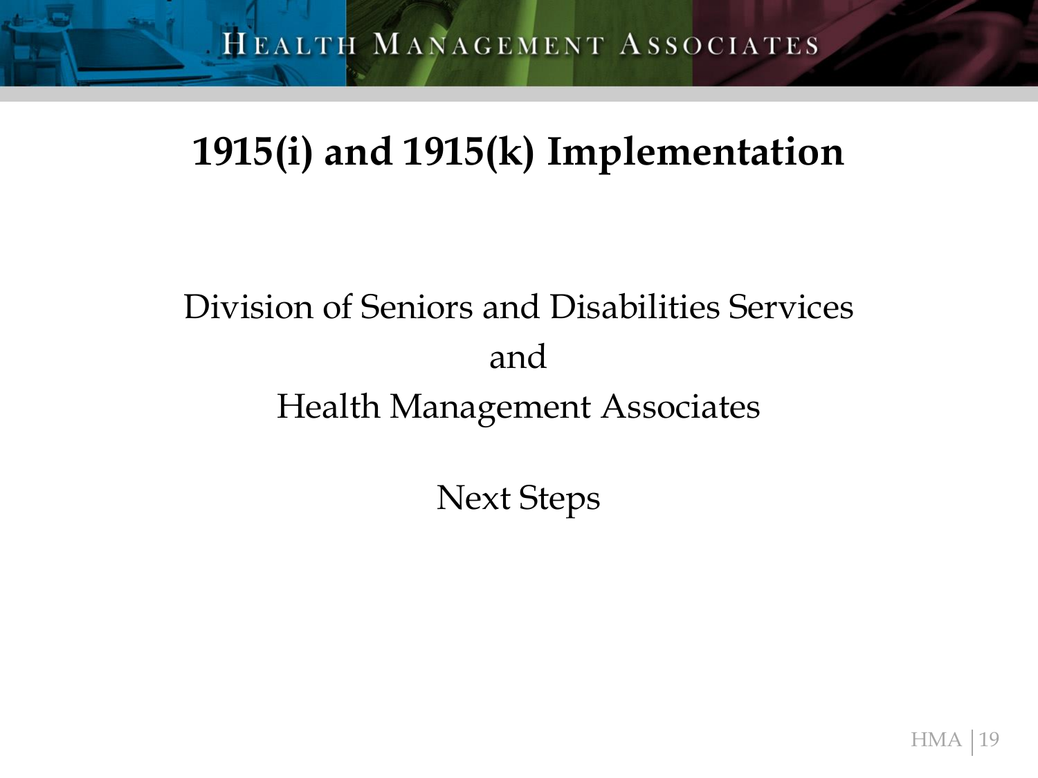# 1915(i) and 1915(k) Implementation

Division of Seniors and Disabilities Services

and

Health Management Associates

Next Steps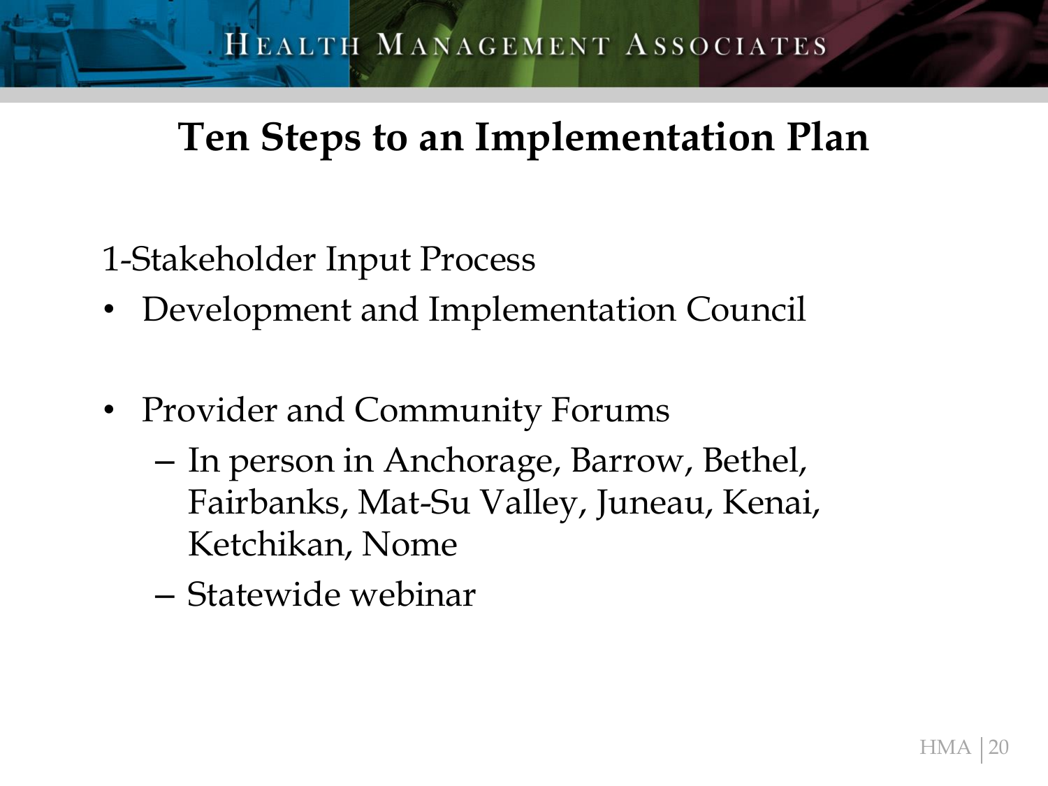# Ten Steps to an Implementation Plan

1-Stakeholder Input Process

- Development and Implementation Council
- Provider and Community Forums
  - In person in Anchorage, Barrow, Bethel, Fairbanks, Mat-Su Valley, Juneau, Kenai, Ketchikan, Nome
  - Statewide webinar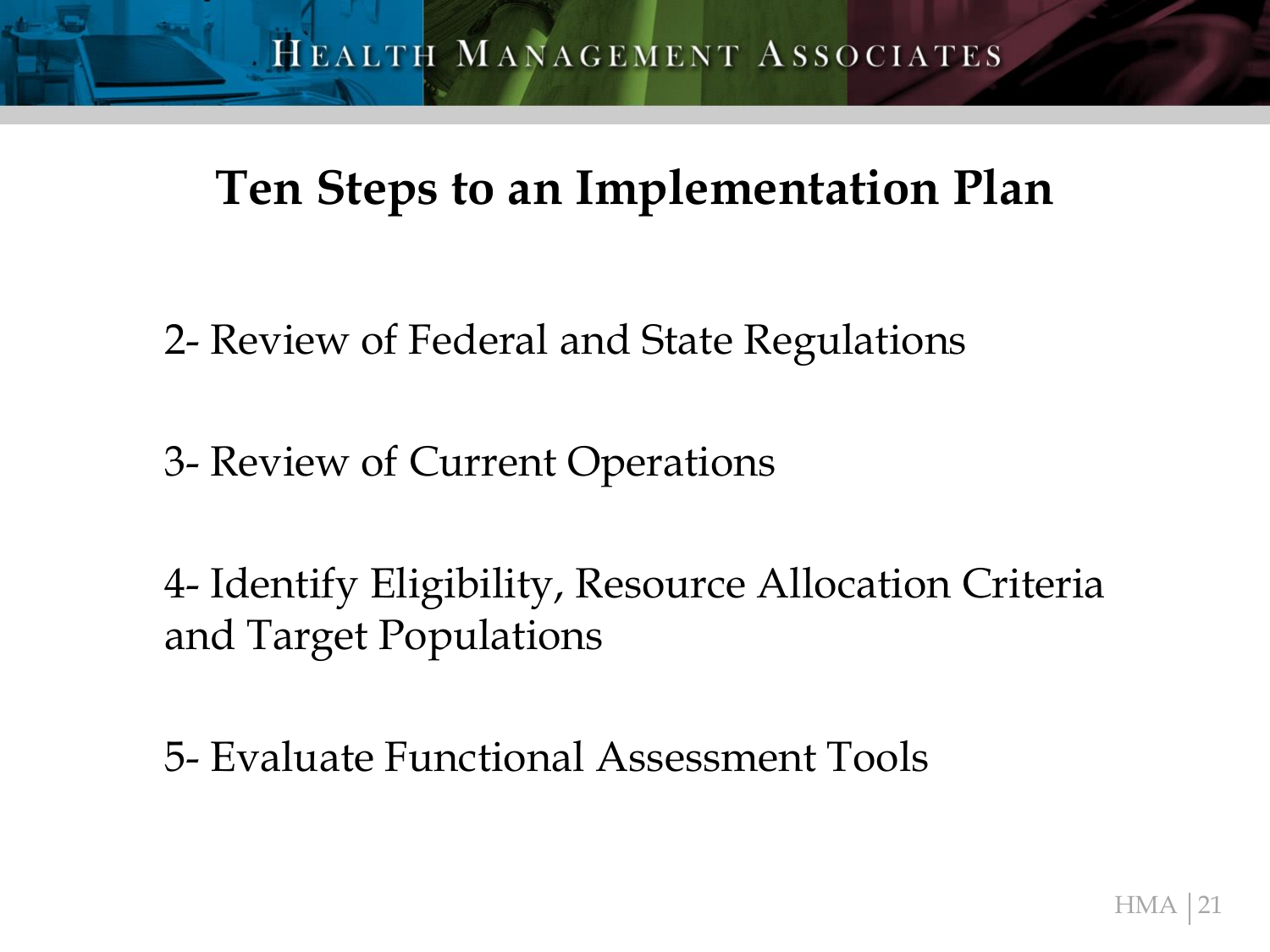# Ten Steps to an Implementation Plan

2- Review of Federal and State Regulations

3- Review of Current Operations

4- Identify Eligibility, Resource Allocation Criteria and Target Populations

5- Evaluate Functional Assessment Tools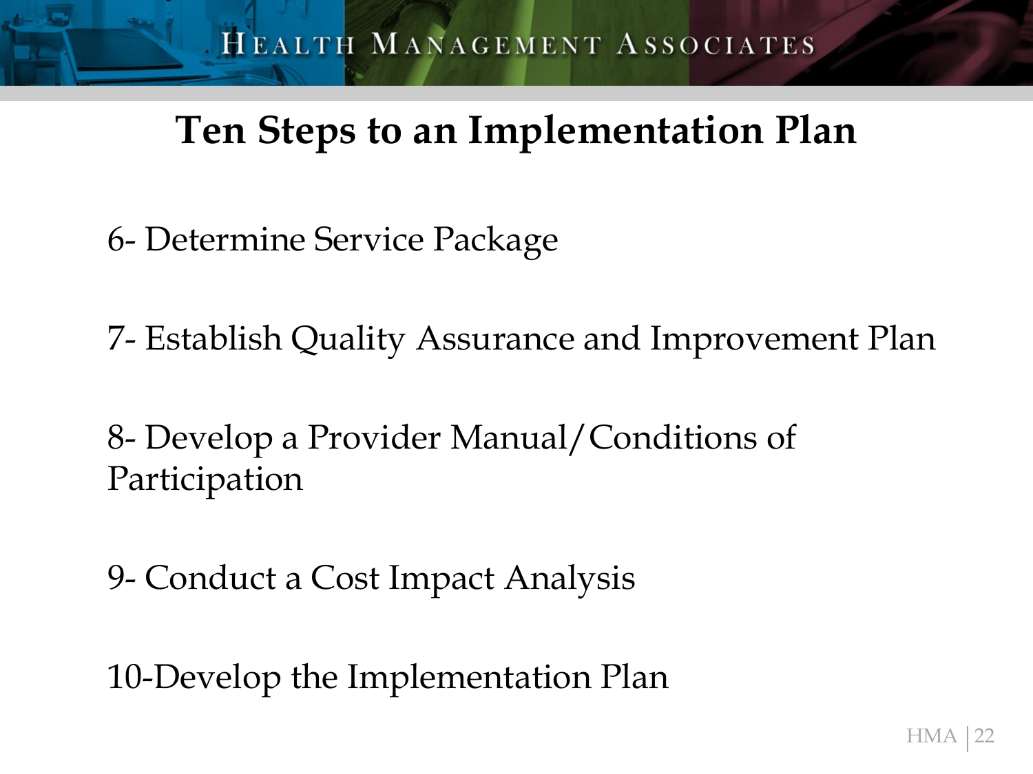# Ten Steps to an Implementation Plan

6- Determine Service Package

7- Establish Quality Assurance and Improvement Plan

8- Develop a Provider Manual/Conditions of Participation

9- Conduct a Cost Impact Analysis

10-Develop the Implementation Plan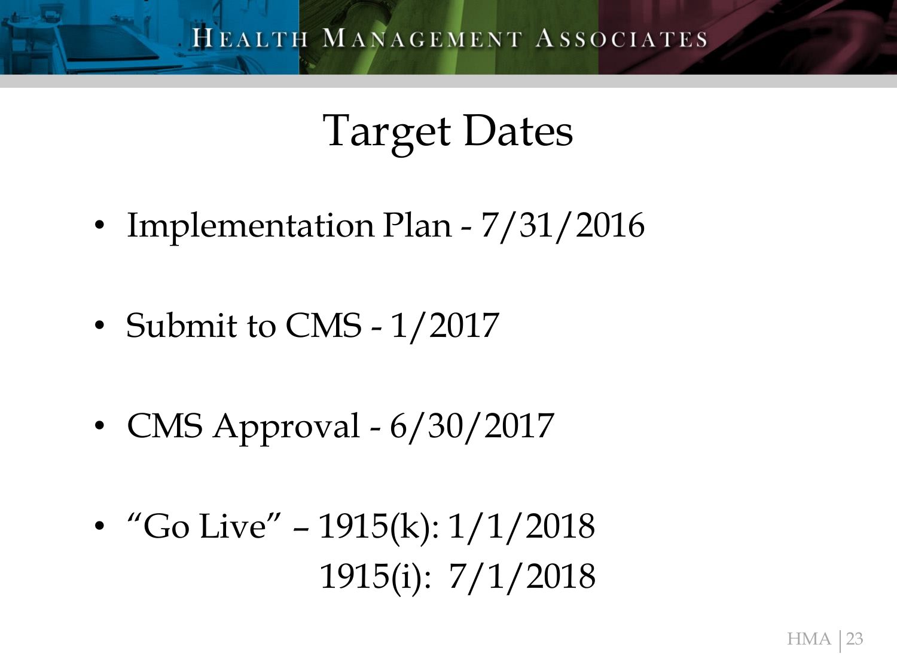# Target Dates

- Implementation Plan - 7/31/2016
- Submit to CMS - 1/2017
- CMS Approval - 6/30/2017
- "Go Live" – 1915(k): 1/1/2018
  1915(i): 7/1/2018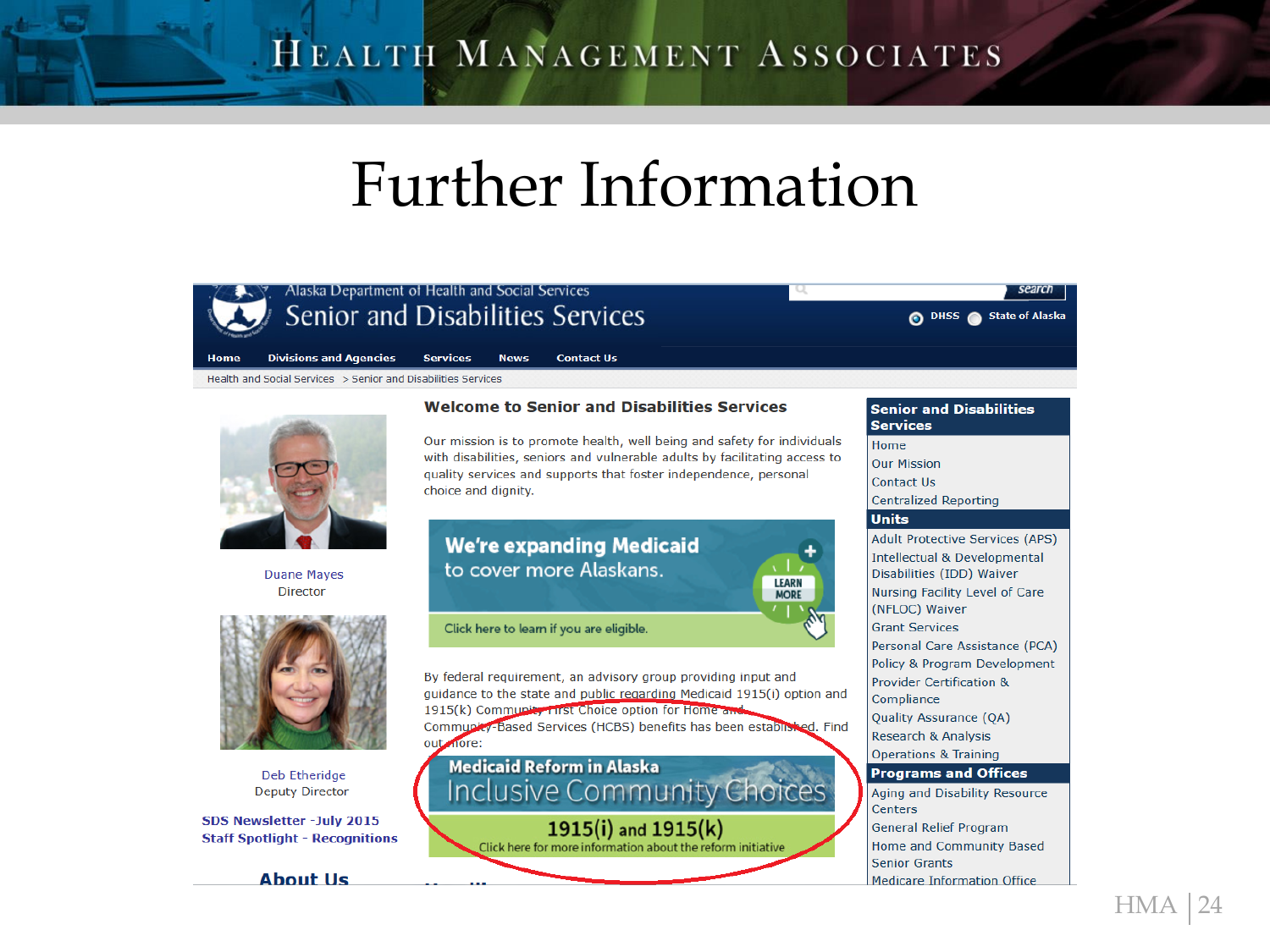# Further Information

Alaska Department of Health and Social Services

## Senior and Disabilities Services

search

DHSS State of Alaska

Home | Divisions and Agencies | Services | News | Contact Us

Health and Social Services > Senior and Disabilities Services

Duane Mayes
Director

Deb Etheridge
Deputy Director

**SDS Newsletter -July 2015**
**Staff Spotlight - Recognitions**

**About Us**

### Welcome to Senior and Disabilities Services

Our mission is to promote health, well being and safety for individuals with disabilities, seniors and vulnerable adults by facilitating access to quality services and supports that foster independence, personal choice and dignity.

**We're expanding Medicaid** to cover more Alaskans.

LEARN MORE

Click here to learn if you are eligible.

By federal requirement, an advisory group providing input and guidance to the state and public regarding Medicaid 1915(i) option and 1915(k) Community First Choice option for Home and Community-Based Services (HCBS) benefits has been established. Find out more:

**Medicaid Reform in Alaska**
Inclusive Community Choices

1915(i) and 1915(k)
Click here for more information about the reform initiative

**Senior and Disabilities Services**
- Home
- Our Mission
- Contact Us
- Centralized Reporting

**Units**
- Adult Protective Services (APS)
- Intellectual & Developmental Disabilities (IDD) Waiver
- Nursing Facility Level of Care (NFLOC) Waiver
- Grant Services
- Personal Care Assistance (PCA)
- Policy & Program Development
- Provider Certification & Compliance
- Quality Assurance (QA)
- Research & Analysis
- Operations & Training

**Programs and Offices**
- Aging and Disability Resource Centers
- General Relief Program
- Home and Community Based Senior Grants
- Medicare Information Office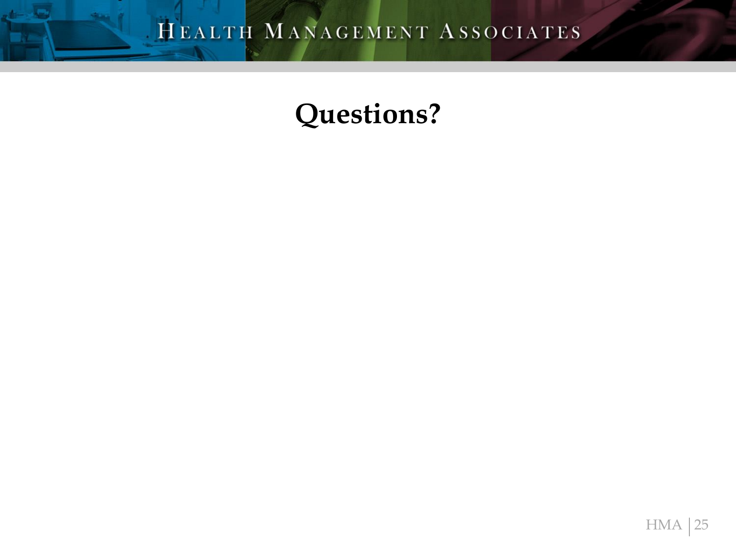# Questions?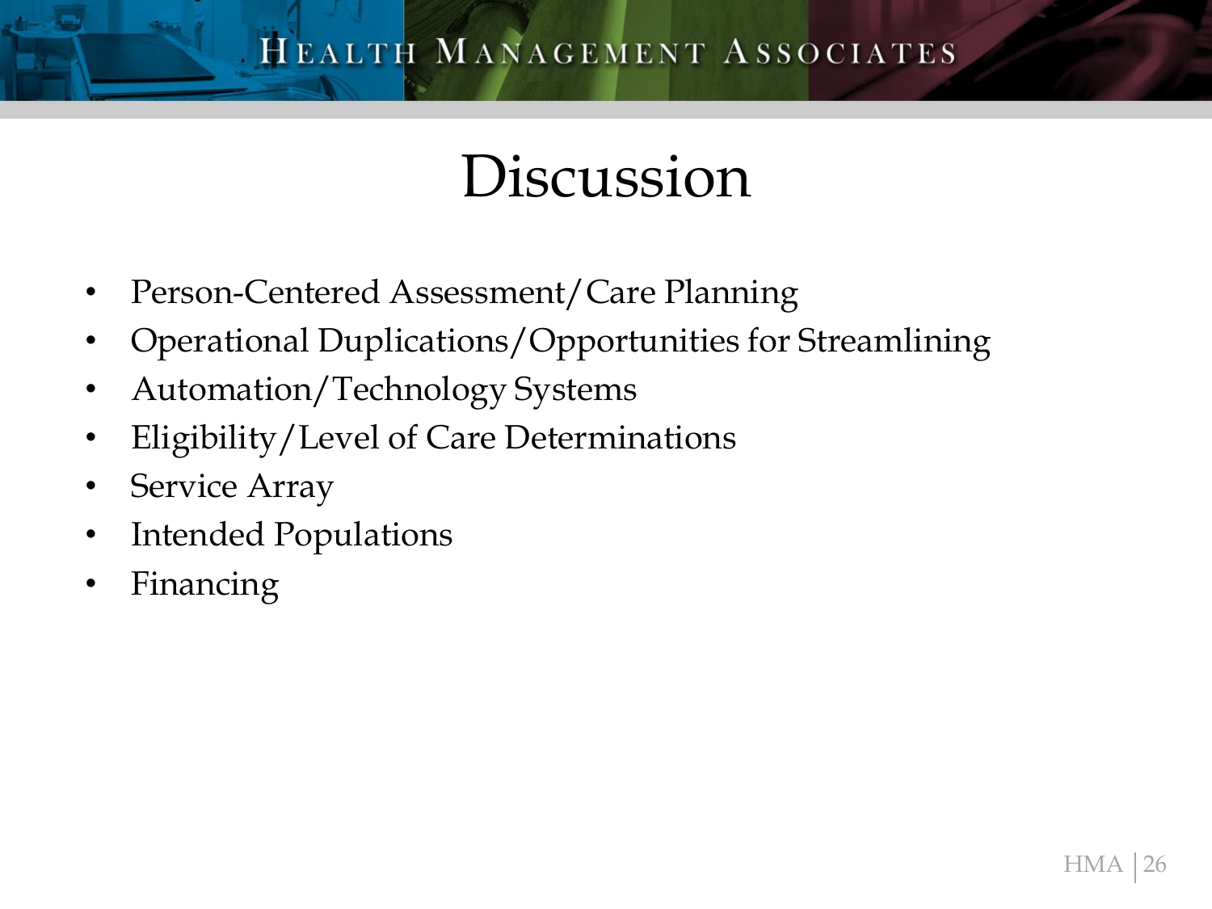# Discussion

- Person-Centered Assessment/Care Planning
- Operational Duplications/Opportunities for Streamlining
- Automation/Technology Systems
- Eligibility/Level of Care Determinations
- Service Array
- Intended Populations
- Financing